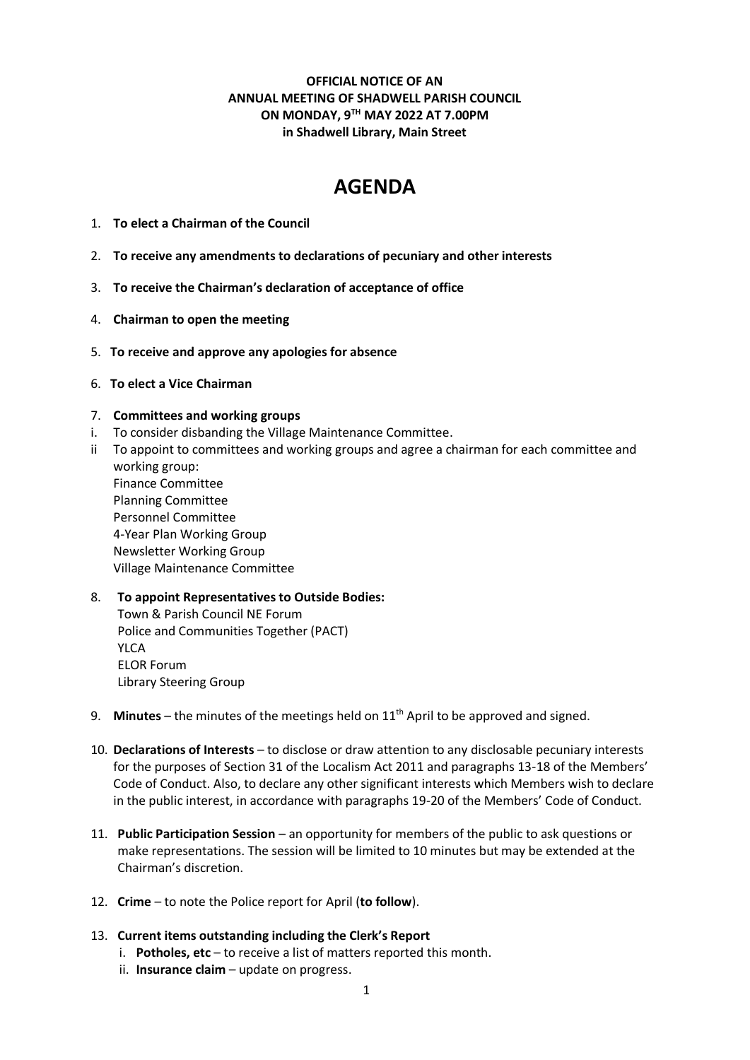**OFFICIAL NOTICE OF AN**
**ANNUAL MEETING OF SHADWELL PARISH COUNCIL**
**ON MONDAY, 9TH MAY 2022 AT 7.00PM**
**in Shadwell Library, Main Street**

# AGENDA

1. **To elect a Chairman of the Council**

2. **To receive any amendments to declarations of pecuniary and other interests**

3. **To receive the Chairman's declaration of acceptance of office**

4. **Chairman to open the meeting**

5. **To receive and approve any apologies for absence**

6. **To elect a Vice Chairman**

7. **Committees and working groups**
   - i. To consider disbanding the Village Maintenance Committee.
   - ii To appoint to committees and working groups and agree a chairman for each committee and working group:
     Finance Committee
     Planning Committee
     Personnel Committee
     4-Year Plan Working Group
     Newsletter Working Group
     Village Maintenance Committee

8. **To appoint Representatives to Outside Bodies:**
   Town & Parish Council NE Forum
   Police and Communities Together (PACT)
   YLCA
   ELOR Forum
   Library Steering Group

9. **Minutes** – the minutes of the meetings held on 11th April to be approved and signed.

10. **Declarations of Interests** – to disclose or draw attention to any disclosable pecuniary interests for the purposes of Section 31 of the Localism Act 2011 and paragraphs 13-18 of the Members' Code of Conduct. Also, to declare any other significant interests which Members wish to declare in the public interest, in accordance with paragraphs 19-20 of the Members' Code of Conduct.

11. **Public Participation Session** – an opportunity for members of the public to ask questions or make representations. The session will be limited to 10 minutes but may be extended at the Chairman's discretion.

12. **Crime** – to note the Police report for April (**to follow**).

13. **Current items outstanding including the Clerk's Report**
    - i. **Potholes, etc** – to receive a list of matters reported this month.
    - ii. **Insurance claim** – update on progress.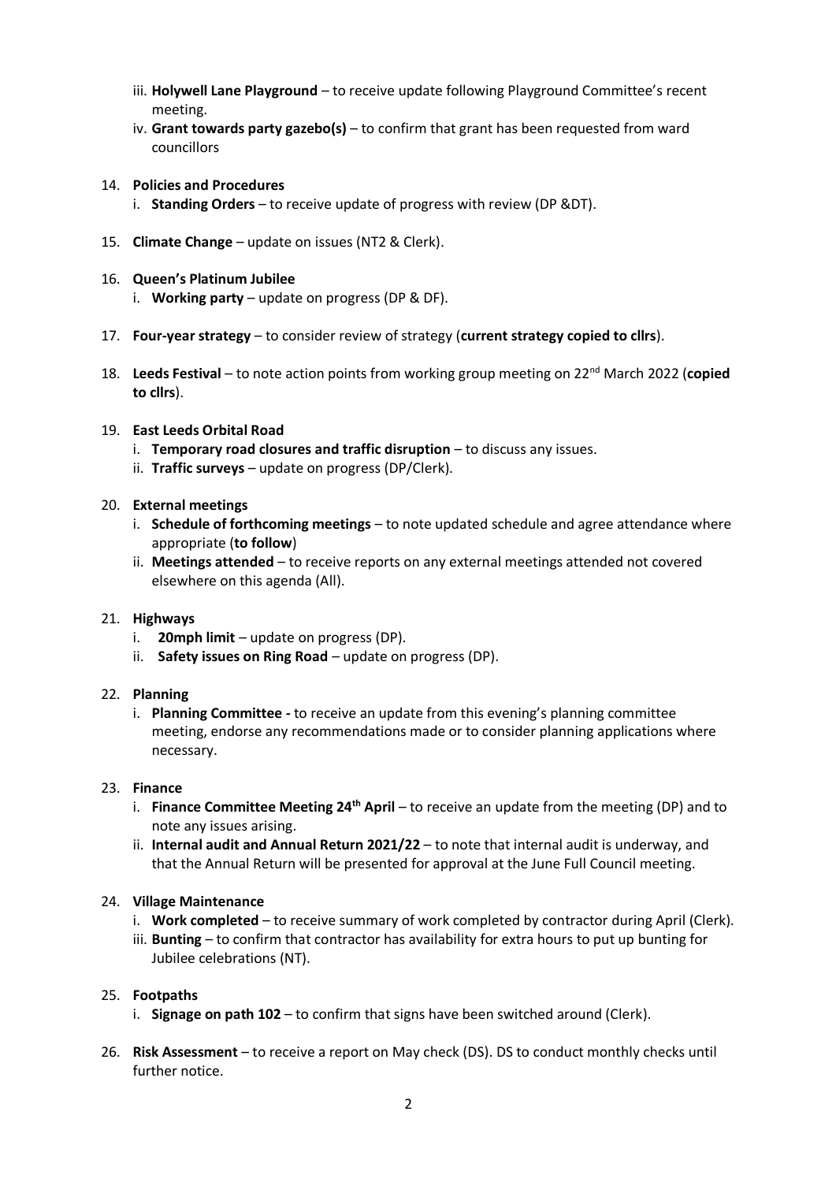iii. **Holywell Lane Playground** – to receive update following Playground Committee's recent meeting.
iv. **Grant towards party gazebo(s)** – to confirm that grant has been requested from ward councillors

14. **Policies and Procedures**
    i. **Standing Orders** – to receive update of progress with review (DP &DT).

15. **Climate Change** – update on issues (NT2 & Clerk).

16. **Queen's Platinum Jubilee**
    i. **Working party** – update on progress (DP & DF).

17. **Four-year strategy** – to consider review of strategy (**current strategy copied to cllrs**).

18. **Leeds Festival** – to note action points from working group meeting on 22nd March 2022 (**copied to cllrs**).

19. **East Leeds Orbital Road**
    i. **Temporary road closures and traffic disruption** – to discuss any issues.
    ii. **Traffic surveys** – update on progress (DP/Clerk).

20. **External meetings**
    i. **Schedule of forthcoming meetings** – to note updated schedule and agree attendance where appropriate (**to follow**)
    ii. **Meetings attended** – to receive reports on any external meetings attended not covered elsewhere on this agenda (All).

21. **Highways**
    i. **20mph limit** – update on progress (DP).
    ii. **Safety issues on Ring Road** – update on progress (DP).

22. **Planning**
    i. **Planning Committee -** to receive an update from this evening's planning committee meeting, endorse any recommendations made or to consider planning applications where necessary.

23. **Finance**
    i. **Finance Committee Meeting 24th April** – to receive an update from the meeting (DP) and to note any issues arising.
    ii. **Internal audit and Annual Return 2021/22** – to note that internal audit is underway, and that the Annual Return will be presented for approval at the June Full Council meeting.

24. **Village Maintenance**
    i. **Work completed** – to receive summary of work completed by contractor during April (Clerk).
    iii. **Bunting** – to confirm that contractor has availability for extra hours to put up bunting for Jubilee celebrations (NT).

25. **Footpaths**
    i. **Signage on path 102** – to confirm that signs have been switched around (Clerk).

26. **Risk Assessment** – to receive a report on May check (DS). DS to conduct monthly checks until further notice.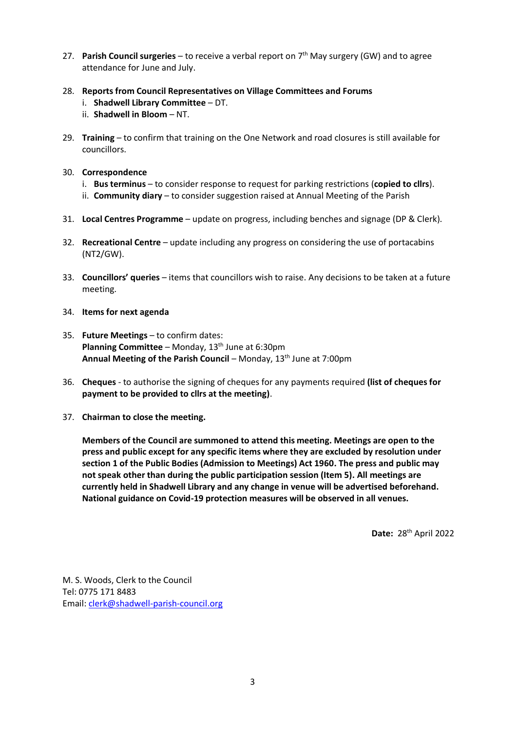27. **Parish Council surgeries** – to receive a verbal report on 7th May surgery (GW) and to agree attendance for June and July.

28. **Reports from Council Representatives on Village Committees and Forums**
    i. **Shadwell Library Committee** – DT.
    ii. **Shadwell in Bloom** – NT.

29. **Training** – to confirm that training on the One Network and road closures is still available for councillors.

30. **Correspondence**
    i. **Bus terminus** – to consider response to request for parking restrictions (**copied to cllrs**).
    ii. **Community diary** – to consider suggestion raised at Annual Meeting of the Parish

31. **Local Centres Programme** – update on progress, including benches and signage (DP & Clerk).

32. **Recreational Centre** – update including any progress on considering the use of portacabins (NT2/GW).

33. **Councillors' queries** – items that councillors wish to raise. Any decisions to be taken at a future meeting.

34. **Items for next agenda**

35. **Future Meetings** – to confirm dates:
    **Planning Committee** – Monday, 13th June at 6:30pm
    **Annual Meeting of the Parish Council** – Monday, 13th June at 7:00pm

36. **Cheques** - to authorise the signing of cheques for any payments required **(list of cheques for payment to be provided to cllrs at the meeting)**.

37. **Chairman to close the meeting.**

**Members of the Council are summoned to attend this meeting. Meetings are open to the press and public except for any specific items where they are excluded by resolution under section 1 of the Public Bodies (Admission to Meetings) Act 1960. The press and public may not speak other than during the public participation session (Item 5). All meetings are currently held in Shadwell Library and any change in venue will be advertised beforehand. National guidance on Covid-19 protection measures will be observed in all venues.**

**Date:** 28th April 2022

M. S. Woods, Clerk to the Council
Tel: 0775 171 8483
Email: clerk@shadwell-parish-council.org